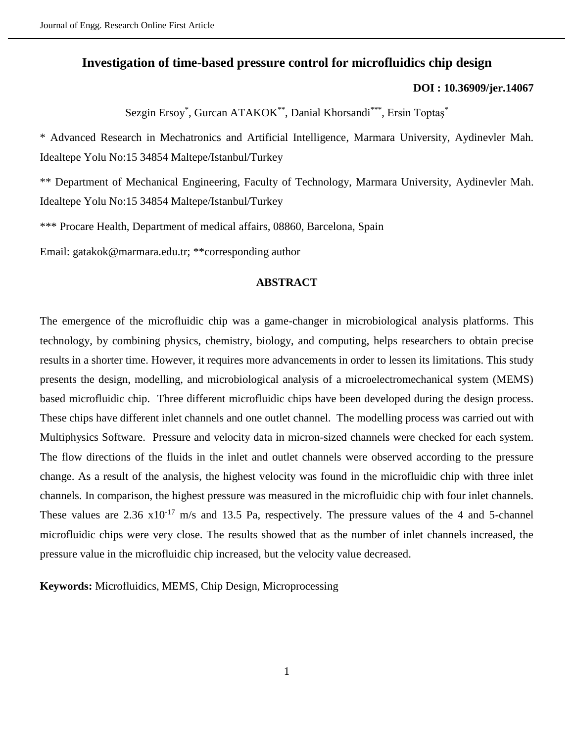# Investigation of time-based pressure control for microfluidics chip design

**DOI : 10.36909/jer.14067**

Sezgin Ersoy[*], Gurcan ATAKOK[**], Danial Khorsandi[***], Ersin Toptaş[*]

\* Advanced Research in Mechatronics and Artificial Intelligence, Marmara University, Aydinevler Mah. Idealtepe Yolu No:15 34854 Maltepe/Istanbul/Turkey

\*\* Department of Mechanical Engineering, Faculty of Technology, Marmara University, Aydinevler Mah. Idealtepe Yolu No:15 34854 Maltepe/Istanbul/Turkey

\*\*\* Procare Health, Department of medical affairs, 08860, Barcelona, Spain

Email: gatakok@marmara.edu.tr; **corresponding author

## ABSTRACT

The emergence of the microfluidic chip was a game-changer in microbiological analysis platforms. This technology, by combining physics, chemistry, biology, and computing, helps researchers to obtain precise results in a shorter time. However, it requires more advancements in order to lessen its limitations. This study presents the design, modelling, and microbiological analysis of a microelectromechanical system (MEMS) based microfluidic chip. Three different microfluidic chips have been developed during the design process. These chips have different inlet channels and one outlet channel. The modelling process was carried out with Multiphysics Software. Pressure and velocity data in micron-sized channels were checked for each system. The flow directions of the fluids in the inlet and outlet channels were observed according to the pressure change. As a result of the analysis, the highest velocity was found in the microfluidic chip with three inlet channels. In comparison, the highest pressure was measured in the microfluidic chip with four inlet channels. These values are $2.36 \times 10^{-17}$ m/s and 13.5 Pa, respectively. The pressure values of the 4 and 5-channel microfluidic chips were very close. The results showed that as the number of inlet channels increased, the pressure value in the microfluidic chip increased, but the velocity value decreased.

**Keywords:** Microfluidics, MEMS, Chip Design, Microprocessing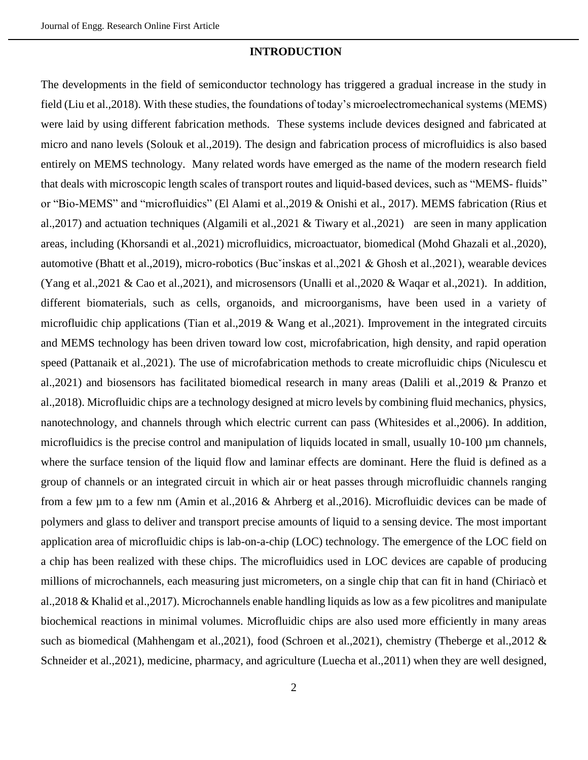## INTRODUCTION

The developments in the field of semiconductor technology has triggered a gradual increase in the study in field (Liu et al.,2018). With these studies, the foundations of today's microelectromechanical systems (MEMS) were laid by using different fabrication methods. These systems include devices designed and fabricated at micro and nano levels (Solouk et al.,2019). The design and fabrication process of microfluidics is also based entirely on MEMS technology. Many related words have emerged as the name of the modern research field that deals with microscopic length scales of transport routes and liquid-based devices, such as "MEMS- fluids" or "Bio-MEMS" and "microfluidics" (El Alami et al.,2019 & Onishi et al., 2017). MEMS fabrication (Rius et al.,2017) and actuation techniques (Algamili et al.,2021 & Tiwary et al.,2021) are seen in many application areas, including (Khorsandi et al.,2021) microfluidics, microactuator, biomedical (Mohd Ghazali et al.,2020), automotive (Bhatt et al.,2019), micro-robotics (Bucˇinskas et al.,2021 & Ghosh et al.,2021), wearable devices (Yang et al.,2021 & Cao et al.,2021), and microsensors (Unalli et al.,2020 & Waqar et al.,2021). In addition, different biomaterials, such as cells, organoids, and microorganisms, have been used in a variety of microfluidic chip applications (Tian et al.,2019 & Wang et al.,2021). Improvement in the integrated circuits and MEMS technology has been driven toward low cost, microfabrication, high density, and rapid operation speed (Pattanaik et al.,2021). The use of microfabrication methods to create microfluidic chips (Niculescu et al.,2021) and biosensors has facilitated biomedical research in many areas (Dalili et al.,2019 & Pranzo et al.,2018). Microfluidic chips are a technology designed at micro levels by combining fluid mechanics, physics, nanotechnology, and channels through which electric current can pass (Whitesides et al.,2006). In addition, microfluidics is the precise control and manipulation of liquids located in small, usually 10-100 µm channels, where the surface tension of the liquid flow and laminar effects are dominant. Here the fluid is defined as a group of channels or an integrated circuit in which air or heat passes through microfluidic channels ranging from a few µm to a few nm (Amin et al.,2016 & Ahrberg et al.,2016). Microfluidic devices can be made of polymers and glass to deliver and transport precise amounts of liquid to a sensing device. The most important application area of microfluidic chips is lab-on-a-chip (LOC) technology. The emergence of the LOC field on a chip has been realized with these chips. The microfluidics used in LOC devices are capable of producing millions of microchannels, each measuring just micrometers, on a single chip that can fit in hand (Chiriacò et al.,2018 & Khalid et al.,2017). Microchannels enable handling liquids as low as a few picolitres and manipulate biochemical reactions in minimal volumes. Microfluidic chips are also used more efficiently in many areas such as biomedical (Mahhengam et al.,2021), food (Schroen et al.,2021), chemistry (Theberge et al.,2012 & Schneider et al.,2021), medicine, pharmacy, and agriculture (Luecha et al.,2011) when they are well designed,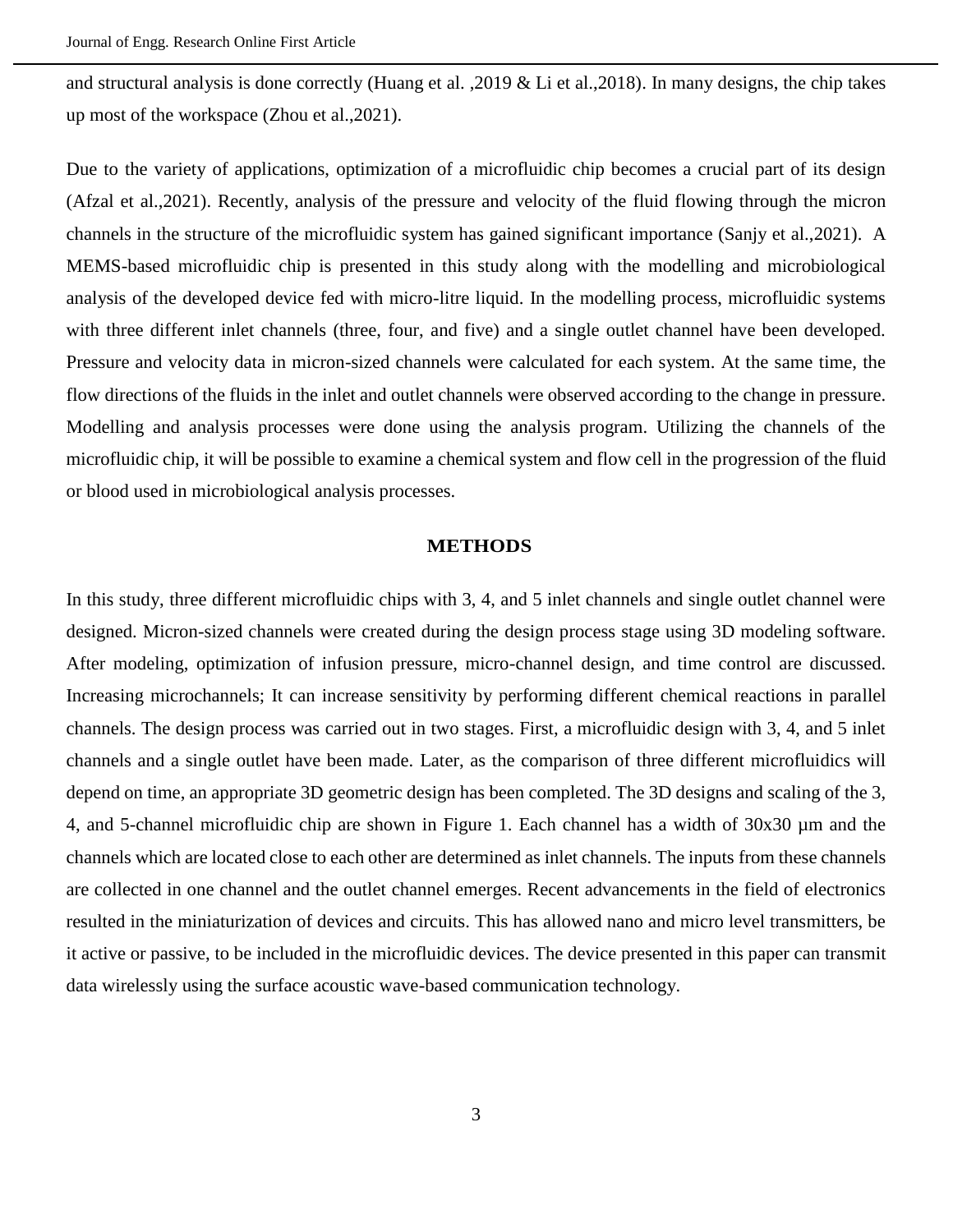and structural analysis is done correctly (Huang et al. ,2019 & Li et al.,2018). In many designs, the chip takes up most of the workspace (Zhou et al.,2021).

Due to the variety of applications, optimization of a microfluidic chip becomes a crucial part of its design (Afzal et al.,2021). Recently, analysis of the pressure and velocity of the fluid flowing through the micron channels in the structure of the microfluidic system has gained significant importance (Sanjy et al.,2021). A MEMS-based microfluidic chip is presented in this study along with the modelling and microbiological analysis of the developed device fed with micro-litre liquid. In the modelling process, microfluidic systems with three different inlet channels (three, four, and five) and a single outlet channel have been developed. Pressure and velocity data in micron-sized channels were calculated for each system. At the same time, the flow directions of the fluids in the inlet and outlet channels were observed according to the change in pressure. Modelling and analysis processes were done using the analysis program. Utilizing the channels of the microfluidic chip, it will be possible to examine a chemical system and flow cell in the progression of the fluid or blood used in microbiological analysis processes.

## METHODS

In this study, three different microfluidic chips with 3, 4, and 5 inlet channels and single outlet channel were designed. Micron-sized channels were created during the design process stage using 3D modeling software. After modeling, optimization of infusion pressure, micro-channel design, and time control are discussed. Increasing microchannels; It can increase sensitivity by performing different chemical reactions in parallel channels. The design process was carried out in two stages. First, a microfluidic design with 3, 4, and 5 inlet channels and a single outlet have been made. Later, as the comparison of three different microfluidics will depend on time, an appropriate 3D geometric design has been completed. The 3D designs and scaling of the 3, 4, and 5-channel microfluidic chip are shown in Figure 1. Each channel has a width of 30x30 µm and the channels which are located close to each other are determined as inlet channels. The inputs from these channels are collected in one channel and the outlet channel emerges. Recent advancements in the field of electronics resulted in the miniaturization of devices and circuits. This has allowed nano and micro level transmitters, be it active or passive, to be included in the microfluidic devices. The device presented in this paper can transmit data wirelessly using the surface acoustic wave-based communication technology.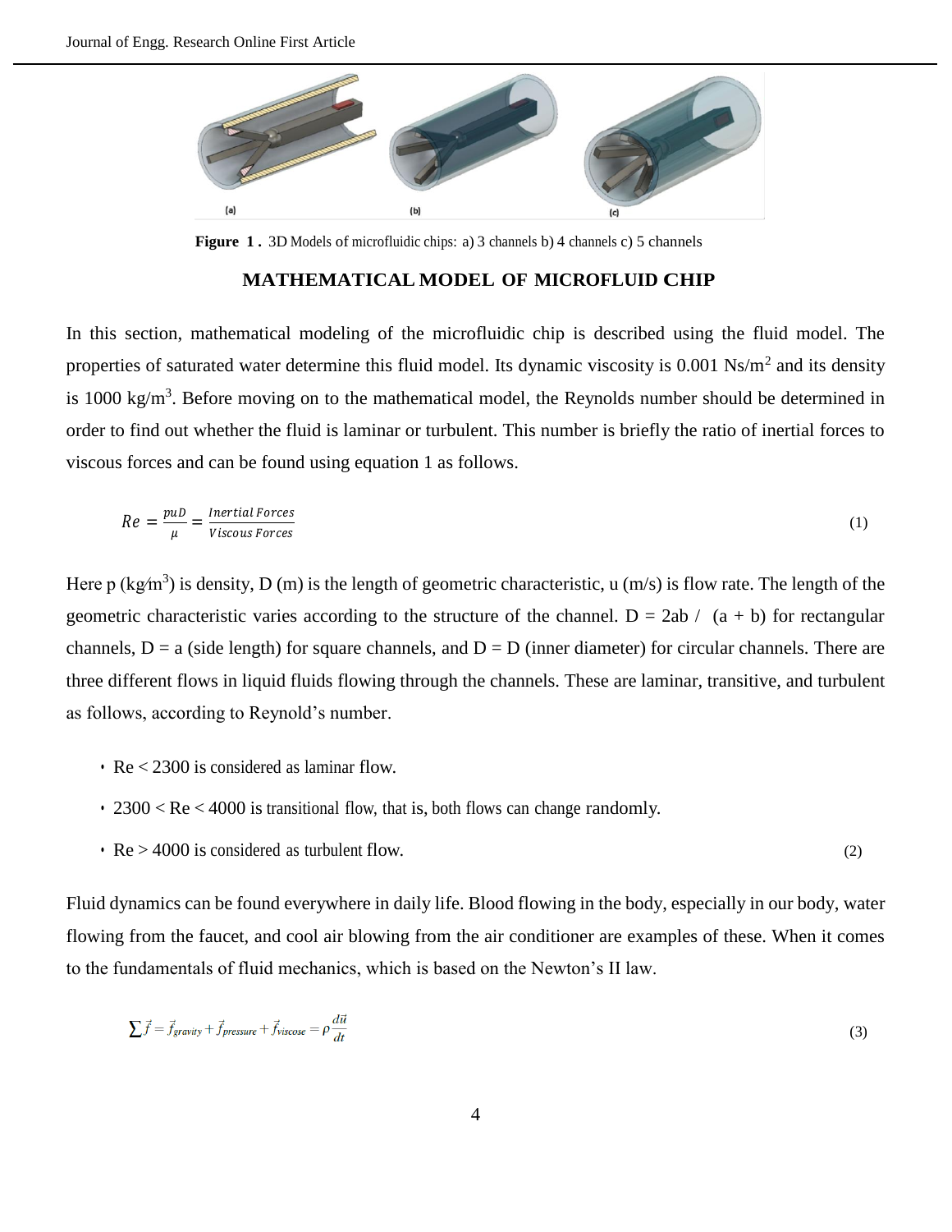**Figure 1 .** 3D Models of microfluidic chips: a) 3 channels b) 4 channels c) 5 channels

## MATHEMATICAL MODEL OF MICROFLUID CHIP

In this section, mathematical modeling of the microfluidic chip is described using the fluid model. The properties of saturated water determine this fluid model. Its dynamic viscosity is 0.001 Ns/m$^2$ and its density is 1000 kg/m$^3$. Before moving on to the mathematical model, the Reynolds number should be determined in order to find out whether the fluid is laminar or turbulent. This number is briefly the ratio of inertial forces to viscous forces and can be found using equation 1 as follows.

$$Re = \frac{puD}{\mu} = \frac{Inertial\ Forces}{Viscous\ Forces} \tag{1}$$

Here p (kg/m$^3$) is density, D (m) is the length of geometric characteristic, u (m/s) is flow rate. The length of the geometric characteristic varies according to the structure of the channel. D = 2ab / (a + b) for rectangular channels, D = a (side length) for square channels, and D = D (inner diameter) for circular channels. There are three different flows in liquid fluids flowing through the channels. These are laminar, transitive, and turbulent as follows, according to Reynold's number.

- Re < 2300 is considered as laminar flow.
- 2300 < Re < 4000 is transitional flow, that is, both flows can change randomly.
- Re > 4000 is considered as turbulent flow. (2)

Fluid dynamics can be found everywhere in daily life. Blood flowing in the body, especially in our body, water flowing from the faucet, and cool air blowing from the air conditioner are examples of these. When it comes to the fundamentals of fluid mechanics, which is based on the Newton's II law.

$$\sum \vec{f} = \vec{f}_{gravity} + \vec{f}_{pressure} + \vec{f}_{viscose} = \rho \frac{d\vec{u}}{dt} \tag{3}$$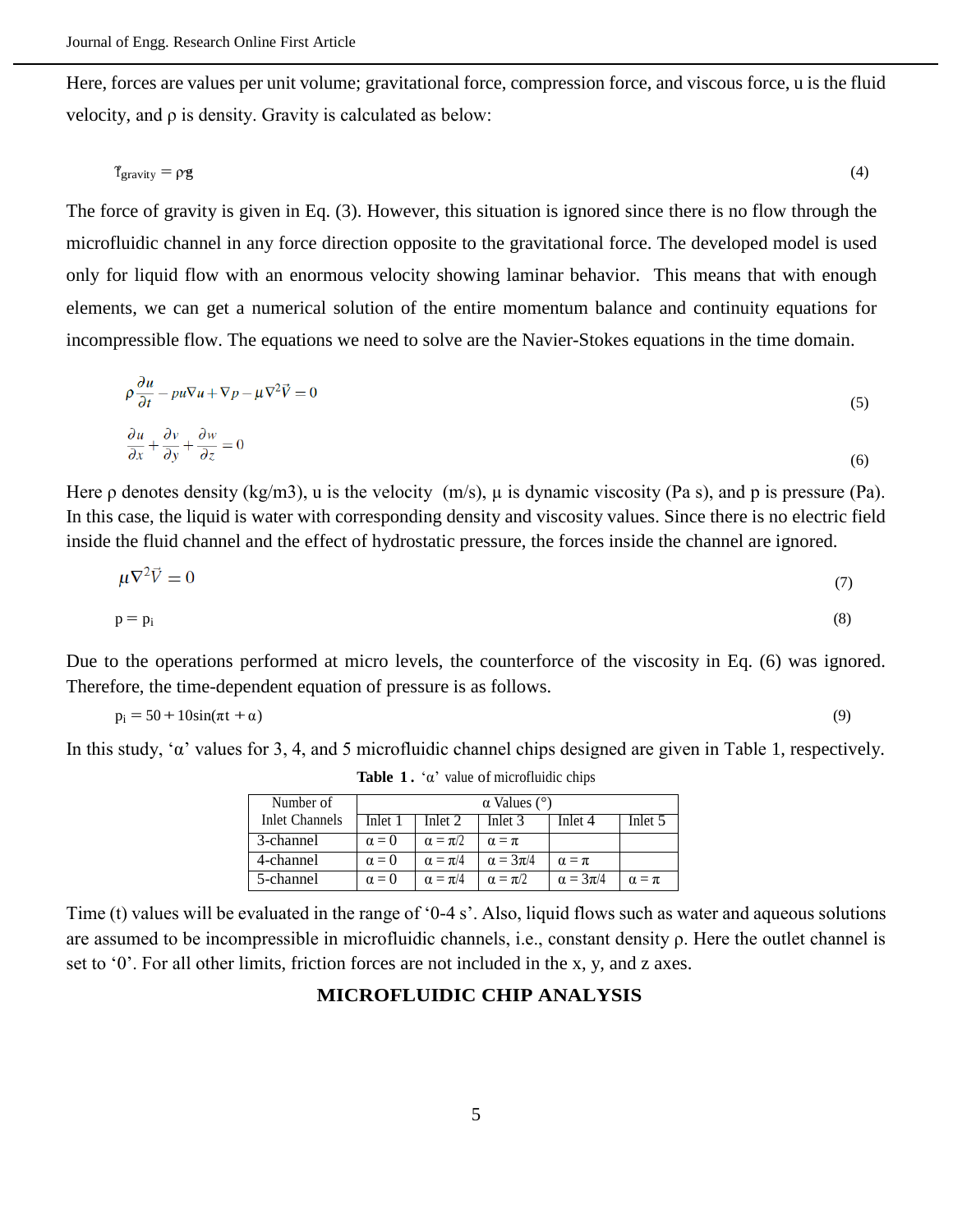Here, forces are values per unit volume; gravitational force, compression force, and viscous force, u is the fluid velocity, and ρ is density. Gravity is calculated as below:

$$\vec{f}_{gravity} = \rho\vec{g} \tag{4}$$

The force of gravity is given in Eq. (3). However, this situation is ignored since there is no flow through the microfluidic channel in any force direction opposite to the gravitational force. The developed model is used only for liquid flow with an enormous velocity showing laminar behavior. This means that with enough elements, we can get a numerical solution of the entire momentum balance and continuity equations for incompressible flow. The equations we need to solve are the Navier-Stokes equations in the time domain.

$$\rho\frac{\partial u}{\partial t} - pu\nabla u + \nabla p - \mu\nabla^2\vec{V} = 0 \tag{5}$$

$$\frac{\partial u}{\partial x} + \frac{\partial v}{\partial y} + \frac{\partial w}{\partial z} = 0 \tag{6}$$

Here ρ denotes density (kg/m3), u is the velocity (m/s), μ is dynamic viscosity (Pa s), and p is pressure (Pa). In this case, the liquid is water with corresponding density and viscosity values. Since there is no electric field inside the fluid channel and the effect of hydrostatic pressure, the forces inside the channel are ignored.

$$\mu\nabla^2\vec{V} = 0 \tag{7}$$

$$p = p_i \tag{8}$$

Due to the operations performed at micro levels, the counterforce of the viscosity in Eq. (6) was ignored. Therefore, the time-dependent equation of pressure is as follows.

$$p_i = 50 + 10\sin(\pi t + \alpha) \tag{9}$$

In this study, 'α' values for 3, 4, and 5 microfluidic channel chips designed are given in Table 1, respectively.

**Table 1.** 'α' value of microfluidic chips

| Number of Inlet Channels | α Values (°) | | | | |
|---|---|---|---|---|---|
| | Inlet 1 | Inlet 2 | Inlet 3 | Inlet 4 | Inlet 5 |
| 3-channel | $\alpha = 0$ | $\alpha = \pi/2$ | $\alpha = \pi$ | | |
| 4-channel | $\alpha = 0$ | $\alpha = \pi/4$ | $\alpha = 3\pi/4$ | $\alpha = \pi$ | |
| 5-channel | $\alpha = 0$ | $\alpha = \pi/4$ | $\alpha = \pi/2$ | $\alpha = 3\pi/4$ | $\alpha = \pi$ |

Time (t) values will be evaluated in the range of '0-4 s'. Also, liquid flows such as water and aqueous solutions are assumed to be incompressible in microfluidic channels, i.e., constant density ρ. Here the outlet channel is set to '0'. For all other limits, friction forces are not included in the x, y, and z axes.

## MICROFLUIDIC CHIP ANALYSIS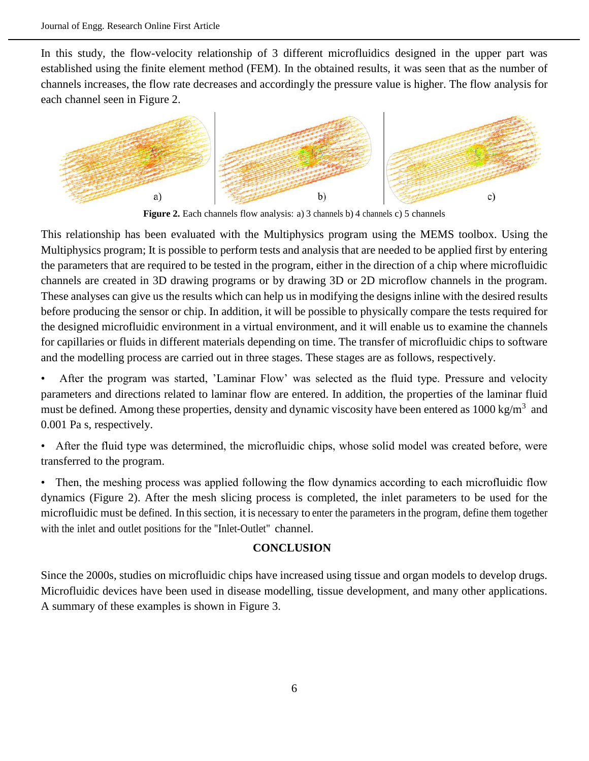In this study, the flow-velocity relationship of 3 different microfluidics designed in the upper part was established using the finite element method (FEM). In the obtained results, it was seen that as the number of channels increases, the flow rate decreases and accordingly the pressure value is higher. The flow analysis for each channel seen in Figure 2.

**Figure 2.** Each channels flow analysis: a) 3 channels b) 4 channels c) 5 channels

This relationship has been evaluated with the Multiphysics program using the MEMS toolbox. Using the Multiphysics program; It is possible to perform tests and analysis that are needed to be applied first by entering the parameters that are required to be tested in the program, either in the direction of a chip where microfluidic channels are created in 3D drawing programs or by drawing 3D or 2D microflow channels in the program. These analyses can give us the results which can help us in modifying the designs inline with the desired results before producing the sensor or chip. In addition, it will be possible to physically compare the tests required for the designed microfluidic environment in a virtual environment, and it will enable us to examine the channels for capillaries or fluids in different materials depending on time. The transfer of microfluidic chips to software and the modelling process are carried out in three stages. These stages are as follows, respectively.

- After the program was started, 'Laminar Flow' was selected as the fluid type. Pressure and velocity parameters and directions related to laminar flow are entered. In addition, the properties of the laminar fluid must be defined. Among these properties, density and dynamic viscosity have been entered as 1000 $kg/m^3$ and 0.001 Pa s, respectively.
- After the fluid type was determined, the microfluidic chips, whose solid model was created before, were transferred to the program.
- Then, the meshing process was applied following the flow dynamics according to each microfluidic flow dynamics (Figure 2). After the mesh slicing process is completed, the inlet parameters to be used for the microfluidic must be defined. In this section, it is necessary to enter the parameters in the program, define them together with the inlet and outlet positions for the "Inlet-Outlet" channel.

## CONCLUSION

Since the 2000s, studies on microfluidic chips have increased using tissue and organ models to develop drugs. Microfluidic devices have been used in disease modelling, tissue development, and many other applications. A summary of these examples is shown in Figure 3.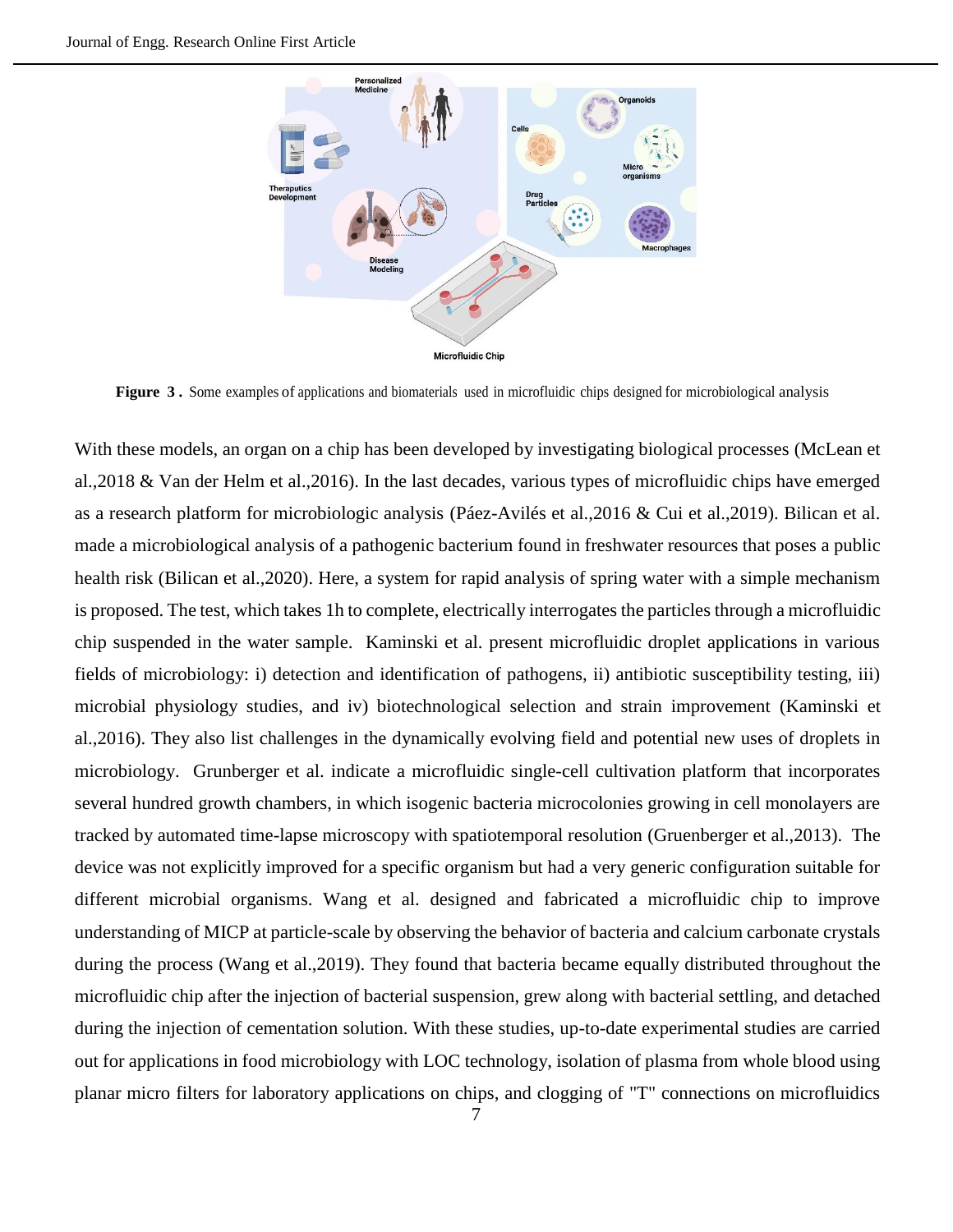**Figure 3 .** Some examples of applications and biomaterials used in microfluidic chips designed for microbiological analysis

With these models, an organ on a chip has been developed by investigating biological processes (McLean et al.,2018 & Van der Helm et al.,2016). In the last decades, various types of microfluidic chips have emerged as a research platform for microbiologic analysis (Páez-Avilés et al.,2016 & Cui et al.,2019). Bilican et al. made a microbiological analysis of a pathogenic bacterium found in freshwater resources that poses a public health risk (Bilican et al.,2020). Here, a system for rapid analysis of spring water with a simple mechanism is proposed. The test, which takes 1h to complete, electrically interrogates the particles through a microfluidic chip suspended in the water sample. Kaminski et al. present microfluidic droplet applications in various fields of microbiology: i) detection and identification of pathogens, ii) antibiotic susceptibility testing, iii) microbial physiology studies, and iv) biotechnological selection and strain improvement (Kaminski et al.,2016). They also list challenges in the dynamically evolving field and potential new uses of droplets in microbiology. Grunberger et al. indicate a microfluidic single-cell cultivation platform that incorporates several hundred growth chambers, in which isogenic bacteria microcolonies growing in cell monolayers are tracked by automated time-lapse microscopy with spatiotemporal resolution (Gruenberger et al.,2013). The device was not explicitly improved for a specific organism but had a very generic configuration suitable for different microbial organisms. Wang et al. designed and fabricated a microfluidic chip to improve understanding of MICP at particle-scale by observing the behavior of bacteria and calcium carbonate crystals during the process (Wang et al.,2019). They found that bacteria became equally distributed throughout the microfluidic chip after the injection of bacterial suspension, grew along with bacterial settling, and detached during the injection of cementation solution. With these studies, up-to-date experimental studies are carried out for applications in food microbiology with LOC technology, isolation of plasma from whole blood using planar micro filters for laboratory applications on chips, and clogging of "T" connections on microfluidics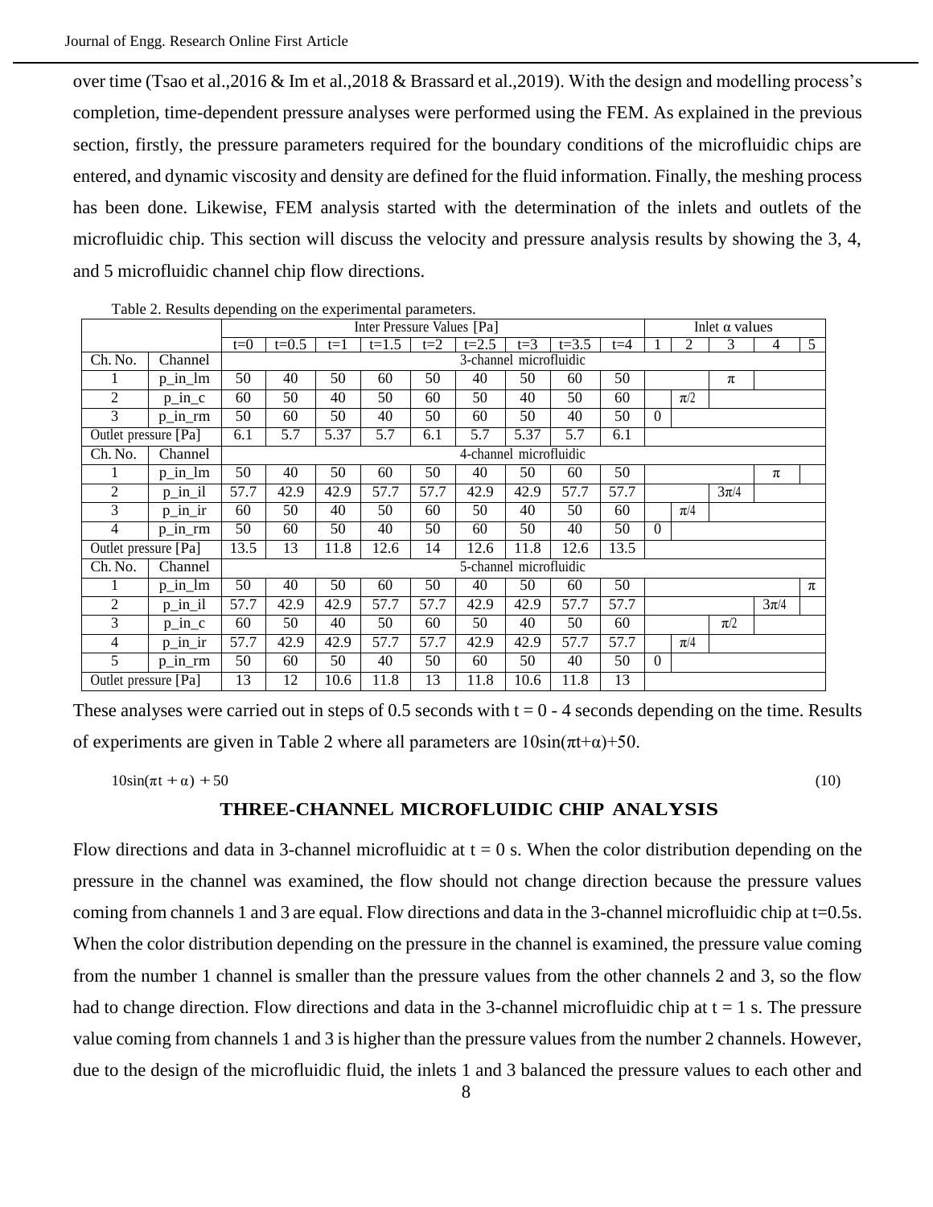over time (Tsao et al.,2016 & Im et al.,2018 & Brassard et al.,2019). With the design and modelling process's completion, time-dependent pressure analyses were performed using the FEM. As explained in the previous section, firstly, the pressure parameters required for the boundary conditions of the microfluidic chips are entered, and dynamic viscosity and density are defined for the fluid information. Finally, the meshing process has been done. Likewise, FEM analysis started with the determination of the inlets and outlets of the microfluidic chip. This section will discuss the velocity and pressure analysis results by showing the 3, 4, and 5 microfluidic channel chip flow directions.

Table 2. Results depending on the experimental parameters.

| | | Inter Pressure Values [Pa] | | | | | | | | | Inlet α values | | | | |
|---|---|---|---|---|---|---|---|---|---|---|---|---|---|---|---|
| | | t=0 | t=0.5 | t=1 | t=1.5 | t=2 | t=2.5 | t=3 | t=3.5 | t=4 | 1 | 2 | 3 | 4 | 5 |
| Ch. No. | Channel | 3-channel microfluidic | | | | | | | | | | | | | |
| 1 | p_in_lm | 50 | 40 | 50 | 60 | 50 | 40 | 50 | 60 | 50 | | | $\pi$ | | |
| 2 | p_in_c | 60 | 50 | 40 | 50 | 60 | 50 | 40 | 50 | 60 | | $\pi/2$ | | | |
| 3 | p_in_rm | 50 | 60 | 50 | 40 | 50 | 60 | 50 | 40 | 50 | 0 | | | | |
| Outlet pressure [Pa] | | 6.1 | 5.7 | 5.37 | 5.7 | 6.1 | 5.7 | 5.37 | 5.7 | 6.1 | | | | | |
| Ch. No. | Channel | 4-channel microfluidic | | | | | | | | | | | | | |
| 1 | p_in_lm | 50 | 40 | 50 | 60 | 50 | 40 | 50 | 60 | 50 | | | | $\pi$ | |
| 2 | p_in_il | 57.7 | 42.9 | 42.9 | 57.7 | 57.7 | 42.9 | 42.9 | 57.7 | 57.7 | | | $3\pi/4$ | | |
| 3 | p_in_ir | 60 | 50 | 40 | 50 | 60 | 50 | 40 | 50 | 60 | | $\pi/4$ | | | |
| 4 | p_in_rm | 50 | 60 | 50 | 40 | 50 | 60 | 50 | 40 | 50 | 0 | | | | |
| Outlet pressure [Pa] | | 13.5 | 13 | 11.8 | 12.6 | 14 | 12.6 | 11.8 | 12.6 | 13.5 | | | | | |
| Ch. No. | Channel | 5-channel microfluidic | | | | | | | | | | | | | |
| 1 | p_in_lm | 50 | 40 | 50 | 60 | 50 | 40 | 50 | 60 | 50 | | | | | $\pi$ |
| 2 | p_in_il | 57.7 | 42.9 | 42.9 | 57.7 | 57.7 | 42.9 | 42.9 | 57.7 | 57.7 | | | | $3\pi/4$ | |
| 3 | p_in_c | 60 | 50 | 40 | 50 | 60 | 50 | 40 | 50 | 60 | | | $\pi/2$ | | |
| 4 | p_in_ir | 57.7 | 42.9 | 42.9 | 57.7 | 57.7 | 42.9 | 42.9 | 57.7 | 57.7 | | $\pi/4$ | | | |
| 5 | p_in_rm | 50 | 60 | 50 | 40 | 50 | 60 | 50 | 40 | 50 | 0 | | | | |
| Outlet pressure [Pa] | | 13 | 12 | 10.6 | 11.8 | 13 | 11.8 | 10.6 | 11.8 | 13 | | | | | |

These analyses were carried out in steps of 0.5 seconds with t = 0 - 4 seconds depending on the time. Results of experiments are given in Table 2 where all parameters are $10\sin(\pi t+\alpha)+50$.

$$10\sin(\pi t + \alpha) + 50 \tag{10}$$

## THREE-CHANNEL MICROFLUIDIC CHIP ANALYSIS

Flow directions and data in 3-channel microfluidic at t = 0 s. When the color distribution depending on the pressure in the channel was examined, the flow should not change direction because the pressure values coming from channels 1 and 3 are equal. Flow directions and data in the 3-channel microfluidic chip at t=0.5s. When the color distribution depending on the pressure in the channel is examined, the pressure value coming from the number 1 channel is smaller than the pressure values from the other channels 2 and 3, so the flow had to change direction. Flow directions and data in the 3-channel microfluidic chip at t = 1 s. The pressure value coming from channels 1 and 3 is higher than the pressure values from the number 2 channels. However, due to the design of the microfluidic fluid, the inlets 1 and 3 balanced the pressure values to each other and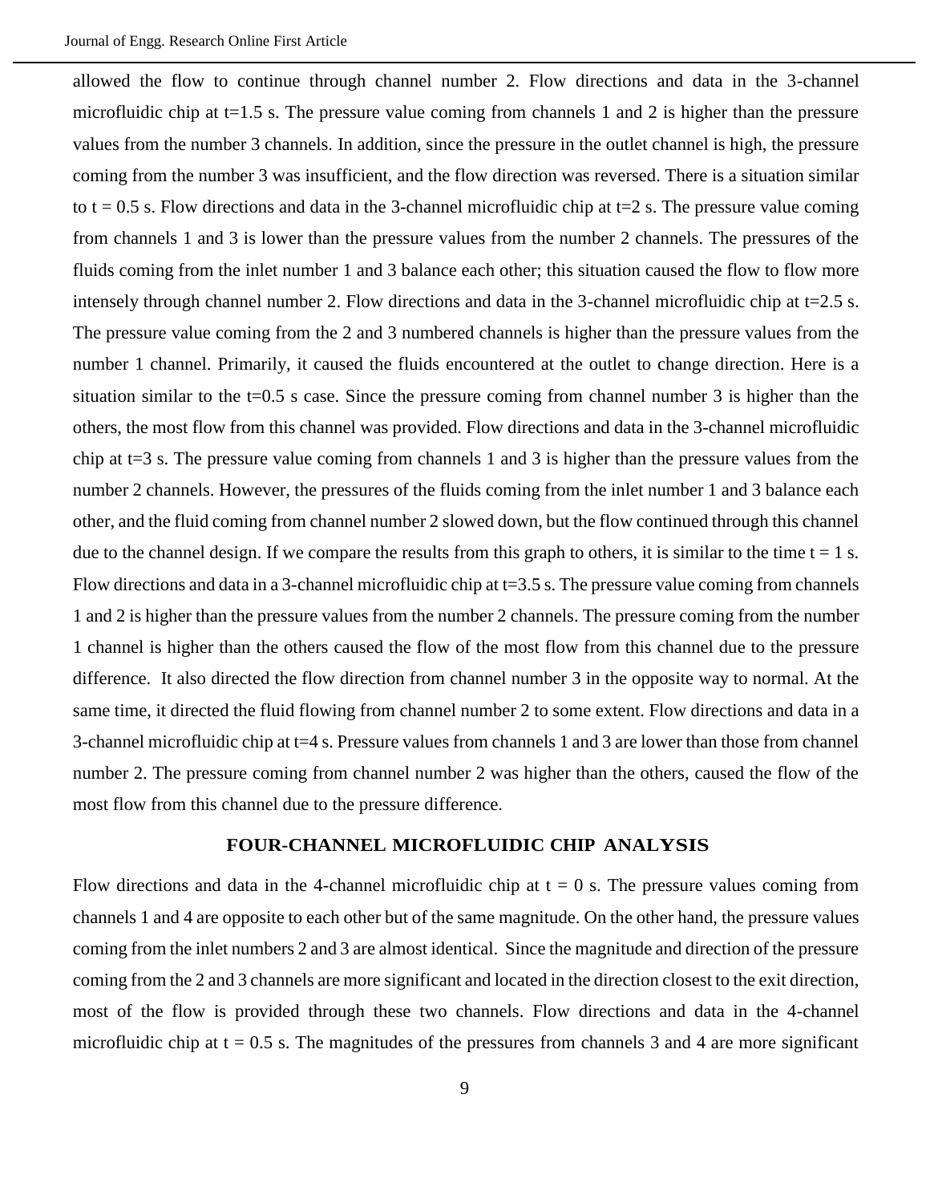allowed the flow to continue through channel number 2. Flow directions and data in the 3-channel microfluidic chip at t=1.5 s. The pressure value coming from channels 1 and 2 is higher than the pressure values from the number 3 channels. In addition, since the pressure in the outlet channel is high, the pressure coming from the number 3 was insufficient, and the flow direction was reversed. There is a situation similar to t = 0.5 s. Flow directions and data in the 3-channel microfluidic chip at t=2 s. The pressure value coming from channels 1 and 3 is lower than the pressure values from the number 2 channels. The pressures of the fluids coming from the inlet number 1 and 3 balance each other; this situation caused the flow to flow more intensely through channel number 2. Flow directions and data in the 3-channel microfluidic chip at t=2.5 s. The pressure value coming from the 2 and 3 numbered channels is higher than the pressure values from the number 1 channel. Primarily, it caused the fluids encountered at the outlet to change direction. Here is a situation similar to the t=0.5 s case. Since the pressure coming from channel number 3 is higher than the others, the most flow from this channel was provided. Flow directions and data in the 3-channel microfluidic chip at t=3 s. The pressure value coming from channels 1 and 3 is higher than the pressure values from the number 2 channels. However, the pressures of the fluids coming from the inlet number 1 and 3 balance each other, and the fluid coming from channel number 2 slowed down, but the flow continued through this channel due to the channel design. If we compare the results from this graph to others, it is similar to the time t = 1 s. Flow directions and data in a 3-channel microfluidic chip at t=3.5 s. The pressure value coming from channels 1 and 2 is higher than the pressure values from the number 2 channels. The pressure coming from the number 1 channel is higher than the others caused the flow of the most flow from this channel due to the pressure difference. It also directed the flow direction from channel number 3 in the opposite way to normal. At the same time, it directed the fluid flowing from channel number 2 to some extent. Flow directions and data in a 3-channel microfluidic chip at t=4 s. Pressure values from channels 1 and 3 are lower than those from channel number 2. The pressure coming from channel number 2 was higher than the others, caused the flow of the most flow from this channel due to the pressure difference.

## FOUR-CHANNEL MICROFLUIDIC CHIP ANALYSIS

Flow directions and data in the 4-channel microfluidic chip at t = 0 s. The pressure values coming from channels 1 and 4 are opposite to each other but of the same magnitude. On the other hand, the pressure values coming from the inlet numbers 2 and 3 are almost identical. Since the magnitude and direction of the pressure coming from the 2 and 3 channels are more significant and located in the direction closest to the exit direction, most of the flow is provided through these two channels. Flow directions and data in the 4-channel microfluidic chip at t = 0.5 s. The magnitudes of the pressures from channels 3 and 4 are more significant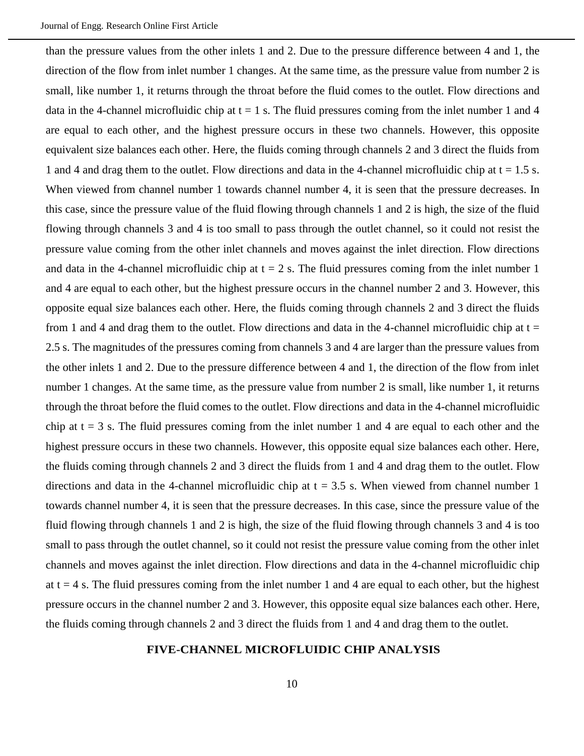than the pressure values from the other inlets 1 and 2. Due to the pressure difference between 4 and 1, the direction of the flow from inlet number 1 changes. At the same time, as the pressure value from number 2 is small, like number 1, it returns through the throat before the fluid comes to the outlet. Flow directions and data in the 4-channel microfluidic chip at t = 1 s. The fluid pressures coming from the inlet number 1 and 4 are equal to each other, and the highest pressure occurs in these two channels. However, this opposite equivalent size balances each other. Here, the fluids coming through channels 2 and 3 direct the fluids from 1 and 4 and drag them to the outlet. Flow directions and data in the 4-channel microfluidic chip at t = 1.5 s. When viewed from channel number 1 towards channel number 4, it is seen that the pressure decreases. In this case, since the pressure value of the fluid flowing through channels 1 and 2 is high, the size of the fluid flowing through channels 3 and 4 is too small to pass through the outlet channel, so it could not resist the pressure value coming from the other inlet channels and moves against the inlet direction. Flow directions and data in the 4-channel microfluidic chip at t = 2 s. The fluid pressures coming from the inlet number 1 and 4 are equal to each other, but the highest pressure occurs in the channel number 2 and 3. However, this opposite equal size balances each other. Here, the fluids coming through channels 2 and 3 direct the fluids from 1 and 4 and drag them to the outlet. Flow directions and data in the 4-channel microfluidic chip at t = 2.5 s. The magnitudes of the pressures coming from channels 3 and 4 are larger than the pressure values from the other inlets 1 and 2. Due to the pressure difference between 4 and 1, the direction of the flow from inlet number 1 changes. At the same time, as the pressure value from number 2 is small, like number 1, it returns through the throat before the fluid comes to the outlet. Flow directions and data in the 4-channel microfluidic chip at t = 3 s. The fluid pressures coming from the inlet number 1 and 4 are equal to each other and the highest pressure occurs in these two channels. However, this opposite equal size balances each other. Here, the fluids coming through channels 2 and 3 direct the fluids from 1 and 4 and drag them to the outlet. Flow directions and data in the 4-channel microfluidic chip at t = 3.5 s. When viewed from channel number 1 towards channel number 4, it is seen that the pressure decreases. In this case, since the pressure value of the fluid flowing through channels 1 and 2 is high, the size of the fluid flowing through channels 3 and 4 is too small to pass through the outlet channel, so it could not resist the pressure value coming from the other inlet channels and moves against the inlet direction. Flow directions and data in the 4-channel microfluidic chip at t = 4 s. The fluid pressures coming from the inlet number 1 and 4 are equal to each other, but the highest pressure occurs in the channel number 2 and 3. However, this opposite equal size balances each other. Here, the fluids coming through channels 2 and 3 direct the fluids from 1 and 4 and drag them to the outlet.

## FIVE-CHANNEL MICROFLUIDIC CHIP ANALYSIS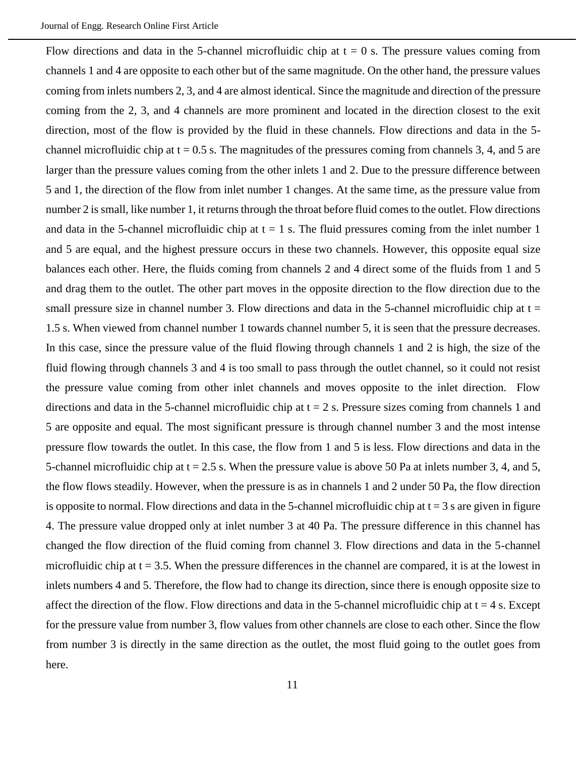Flow directions and data in the 5-channel microfluidic chip at t = 0 s. The pressure values coming from channels 1 and 4 are opposite to each other but of the same magnitude. On the other hand, the pressure values coming from inlets numbers 2, 3, and 4 are almost identical. Since the magnitude and direction of the pressure coming from the 2, 3, and 4 channels are more prominent and located in the direction closest to the exit direction, most of the flow is provided by the fluid in these channels. Flow directions and data in the 5-channel microfluidic chip at t = 0.5 s. The magnitudes of the pressures coming from channels 3, 4, and 5 are larger than the pressure values coming from the other inlets 1 and 2. Due to the pressure difference between 5 and 1, the direction of the flow from inlet number 1 changes. At the same time, as the pressure value from number 2 is small, like number 1, it returns through the throat before fluid comes to the outlet. Flow directions and data in the 5-channel microfluidic chip at t = 1 s. The fluid pressures coming from the inlet number 1 and 5 are equal, and the highest pressure occurs in these two channels. However, this opposite equal size balances each other. Here, the fluids coming from channels 2 and 4 direct some of the fluids from 1 and 5 and drag them to the outlet. The other part moves in the opposite direction to the flow direction due to the small pressure size in channel number 3. Flow directions and data in the 5-channel microfluidic chip at t = 1.5 s. When viewed from channel number 1 towards channel number 5, it is seen that the pressure decreases. In this case, since the pressure value of the fluid flowing through channels 1 and 2 is high, the size of the fluid flowing through channels 3 and 4 is too small to pass through the outlet channel, so it could not resist the pressure value coming from other inlet channels and moves opposite to the inlet direction. Flow directions and data in the 5-channel microfluidic chip at t = 2 s. Pressure sizes coming from channels 1 and 5 are opposite and equal. The most significant pressure is through channel number 3 and the most intense pressure flow towards the outlet. In this case, the flow from 1 and 5 is less. Flow directions and data in the 5-channel microfluidic chip at t = 2.5 s. When the pressure value is above 50 Pa at inlets number 3, 4, and 5, the flow flows steadily. However, when the pressure is as in channels 1 and 2 under 50 Pa, the flow direction is opposite to normal. Flow directions and data in the 5-channel microfluidic chip at t = 3 s are given in figure 4. The pressure value dropped only at inlet number 3 at 40 Pa. The pressure difference in this channel has changed the flow direction of the fluid coming from channel 3. Flow directions and data in the 5-channel microfluidic chip at t = 3.5. When the pressure differences in the channel are compared, it is at the lowest in inlets numbers 4 and 5. Therefore, the flow had to change its direction, since there is enough opposite size to affect the direction of the flow. Flow directions and data in the 5-channel microfluidic chip at t = 4 s. Except for the pressure value from number 3, flow values from other channels are close to each other. Since the flow from number 3 is directly in the same direction as the outlet, the most fluid going to the outlet goes from here.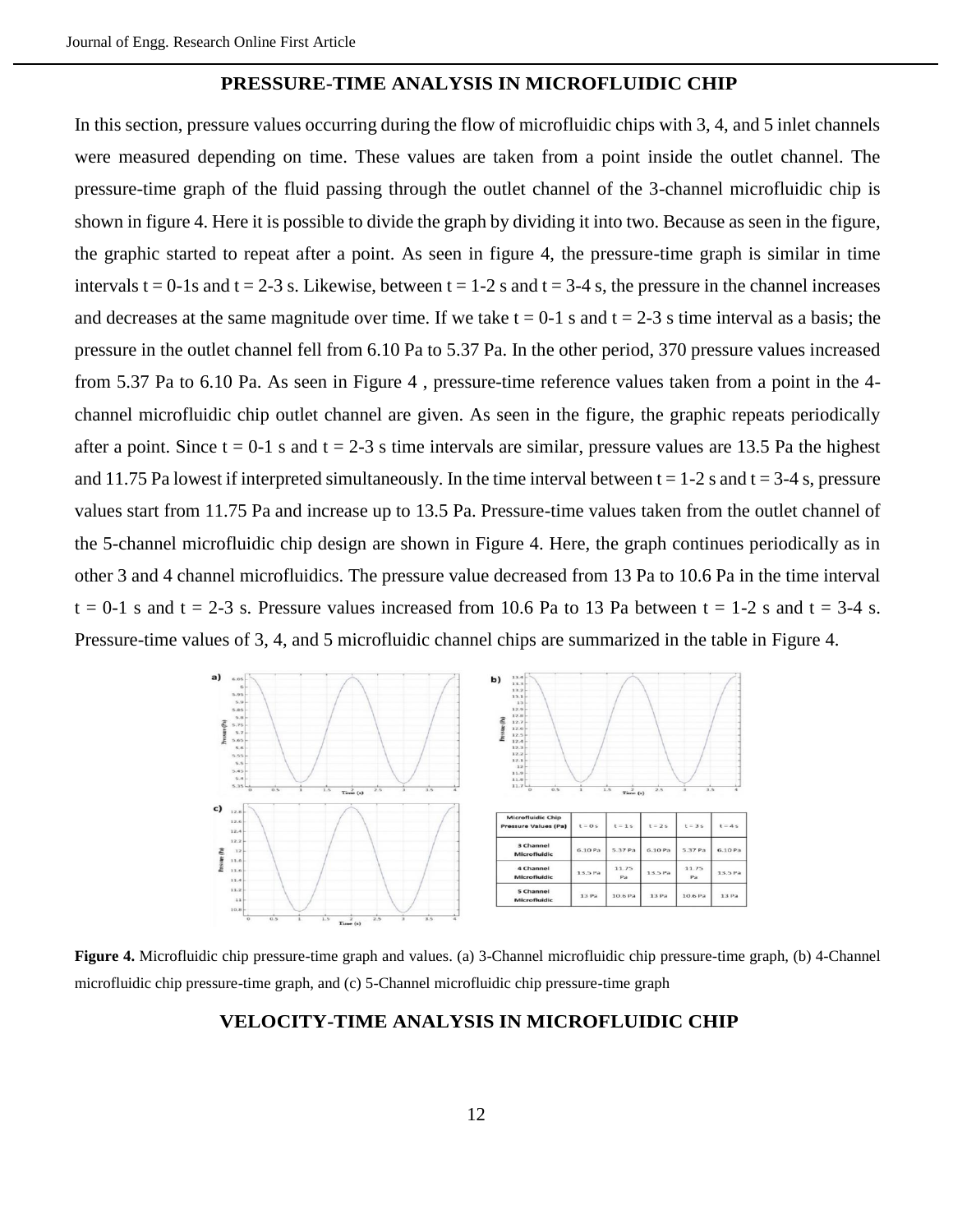## PRESSURE-TIME ANALYSIS IN MICROFLUIDIC CHIP

In this section, pressure values occurring during the flow of microfluidic chips with 3, 4, and 5 inlet channels were measured depending on time. These values are taken from a point inside the outlet channel. The pressure-time graph of the fluid passing through the outlet channel of the 3-channel microfluidic chip is shown in figure 4. Here it is possible to divide the graph by dividing it into two. Because as seen in the figure, the graphic started to repeat after a point. As seen in figure 4, the pressure-time graph is similar in time intervals t = 0-1s and t = 2-3 s. Likewise, between t = 1-2 s and t = 3-4 s, the pressure in the channel increases and decreases at the same magnitude over time. If we take t = 0-1 s and t = 2-3 s time interval as a basis; the pressure in the outlet channel fell from 6.10 Pa to 5.37 Pa. In the other period, 370 pressure values increased from 5.37 Pa to 6.10 Pa. As seen in Figure 4 , pressure-time reference values taken from a point in the 4-channel microfluidic chip outlet channel are given. As seen in the figure, the graphic repeats periodically after a point. Since t = 0-1 s and t = 2-3 s time intervals are similar, pressure values are 13.5 Pa the highest and 11.75 Pa lowest if interpreted simultaneously. In the time interval between t = 1-2 s and t = 3-4 s, pressure values start from 11.75 Pa and increase up to 13.5 Pa. Pressure-time values taken from the outlet channel of the 5-channel microfluidic chip design are shown in Figure 4. Here, the graph continues periodically as in other 3 and 4 channel microfluidics. The pressure value decreased from 13 Pa to 10.6 Pa in the time interval t = 0-1 s and t = 2-3 s. Pressure values increased from 10.6 Pa to 13 Pa between t = 1-2 s and t = 3-4 s. Pressure-time values of 3, 4, and 5 microfluidic channel chips are summarized in the table in Figure 4.

| Microfluidic Chip Pressure Values (Pa) | t = 0 s | t = 1 s | t = 2 s | t = 3 s | t = 4 s |
|---|---|---|---|---|---|
| 3 Channel Microfluidic | 6.10 Pa | 5.37 Pa | 6.10 Pa | 5.37 Pa | 6.10 Pa |
| 4 Channel Microfluidic | 13.5 Pa | 11.75 Pa | 13.5 Pa | 11.75 Pa | 13.5 Pa |
| 5 Channel Microfluidic | 13 Pa | 10.6 Pa | 13 Pa | 10.6 Pa | 13 Pa |

**Figure 4.** Microfluidic chip pressure-time graph and values. (a) 3-Channel microfluidic chip pressure-time graph, (b) 4-Channel microfluidic chip pressure-time graph, and (c) 5-Channel microfluidic chip pressure-time graph

## VELOCITY-TIME ANALYSIS IN MICROFLUIDIC CHIP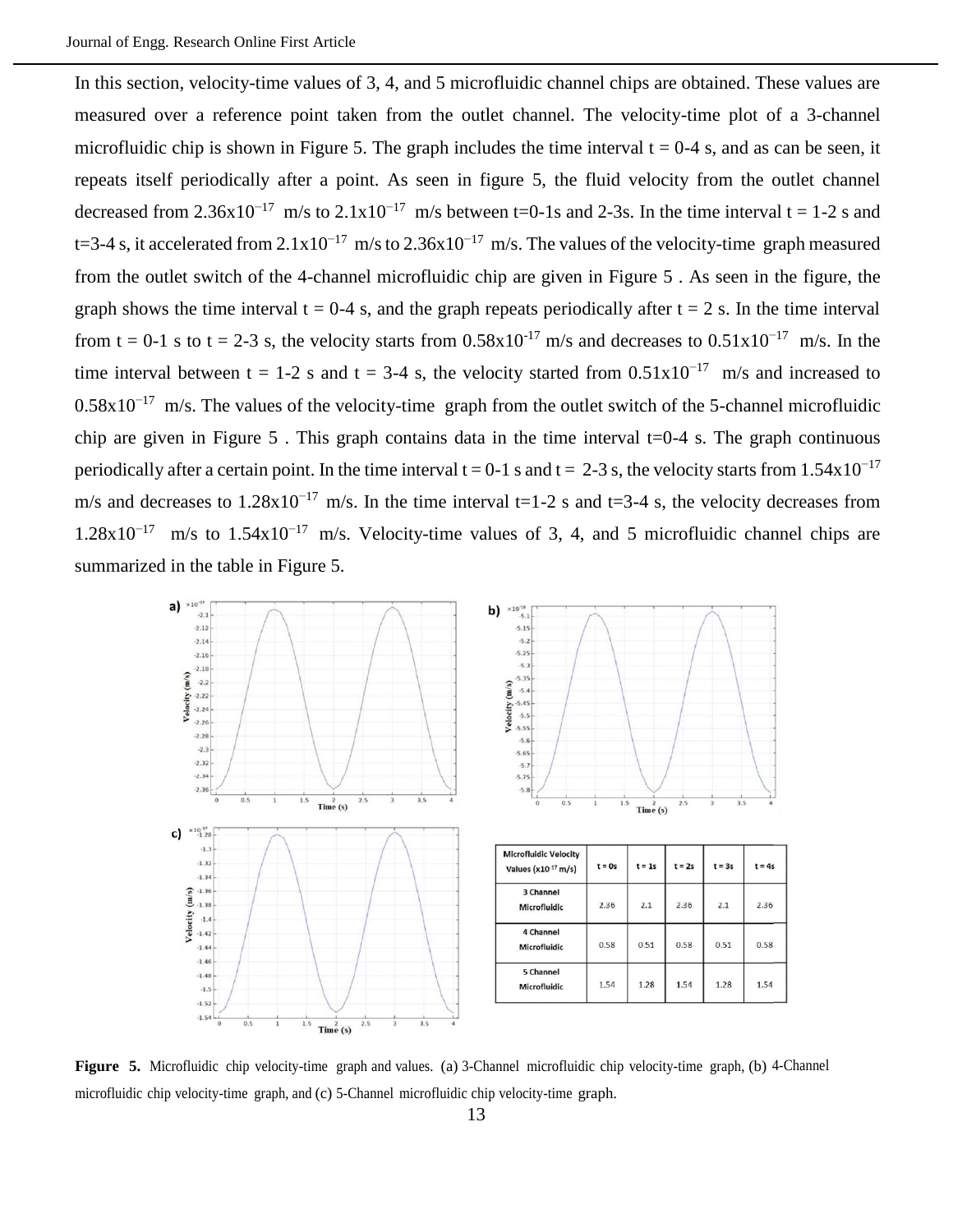In this section, velocity-time values of 3, 4, and 5 microfluidic channel chips are obtained. These values are measured over a reference point taken from the outlet channel. The velocity-time plot of a 3-channel microfluidic chip is shown in Figure 5. The graph includes the time interval t = 0-4 s, and as can be seen, it repeats itself periodically after a point. As seen in figure 5, the fluid velocity from the outlet channel decreased from $2.36x10^{-17}$ m/s to $2.1x10^{-17}$ m/s between t=0-1s and 2-3s. In the time interval t = 1-2 s and t=3-4 s, it accelerated from $2.1x10^{-17}$ m/s to $2.36x10^{-17}$ m/s. The values of the velocity-time graph measured from the outlet switch of the 4-channel microfluidic chip are given in Figure 5 . As seen in the figure, the graph shows the time interval t = 0-4 s, and the graph repeats periodically after t = 2 s. In the time interval from t = 0-1 s to t = 2-3 s, the velocity starts from $0.58x10^{-17}$ m/s and decreases to $0.51x10^{-17}$ m/s. In the time interval between t = 1-2 s and t = 3-4 s, the velocity started from $0.51x10^{-17}$ m/s and increased to $0.58x10^{-17}$ m/s. The values of the velocity-time graph from the outlet switch of the 5-channel microfluidic chip are given in Figure 5 . This graph contains data in the time interval t=0-4 s. The graph continuous periodically after a certain point. In the time interval t = 0-1 s and t = 2-3 s, the velocity starts from $1.54x10^{-17}$ m/s and decreases to $1.28x10^{-17}$ m/s. In the time interval t=1-2 s and t=3-4 s, the velocity decreases from $1.28x10^{-17}$ m/s to $1.54x10^{-17}$ m/s. Velocity-time values of 3, 4, and 5 microfluidic channel chips are summarized in the table in Figure 5.

| Microfluidic Velocity Values ($x10^{-17}$ m/s) | t = 0s | t = 1s | t = 2s | t = 3s | t = 4s |
|---|---|---|---|---|---|
| 3 Channel Microfluidic | 2.36 | 2.1 | 2.36 | 2.1 | 2.36 |
| 4 Channel Microfluidic | 0.58 | 0.51 | 0.58 | 0.51 | 0.58 |
| 5 Channel Microfluidic | 1.54 | 1.28 | 1.54 | 1.28 | 1.54 |

**Figure 5.** Microfluidic chip velocity-time graph and values. (a) 3-Channel microfluidic chip velocity-time graph, (b) 4-Channel microfluidic chip velocity-time graph, and (c) 5-Channel microfluidic chip velocity-time graph.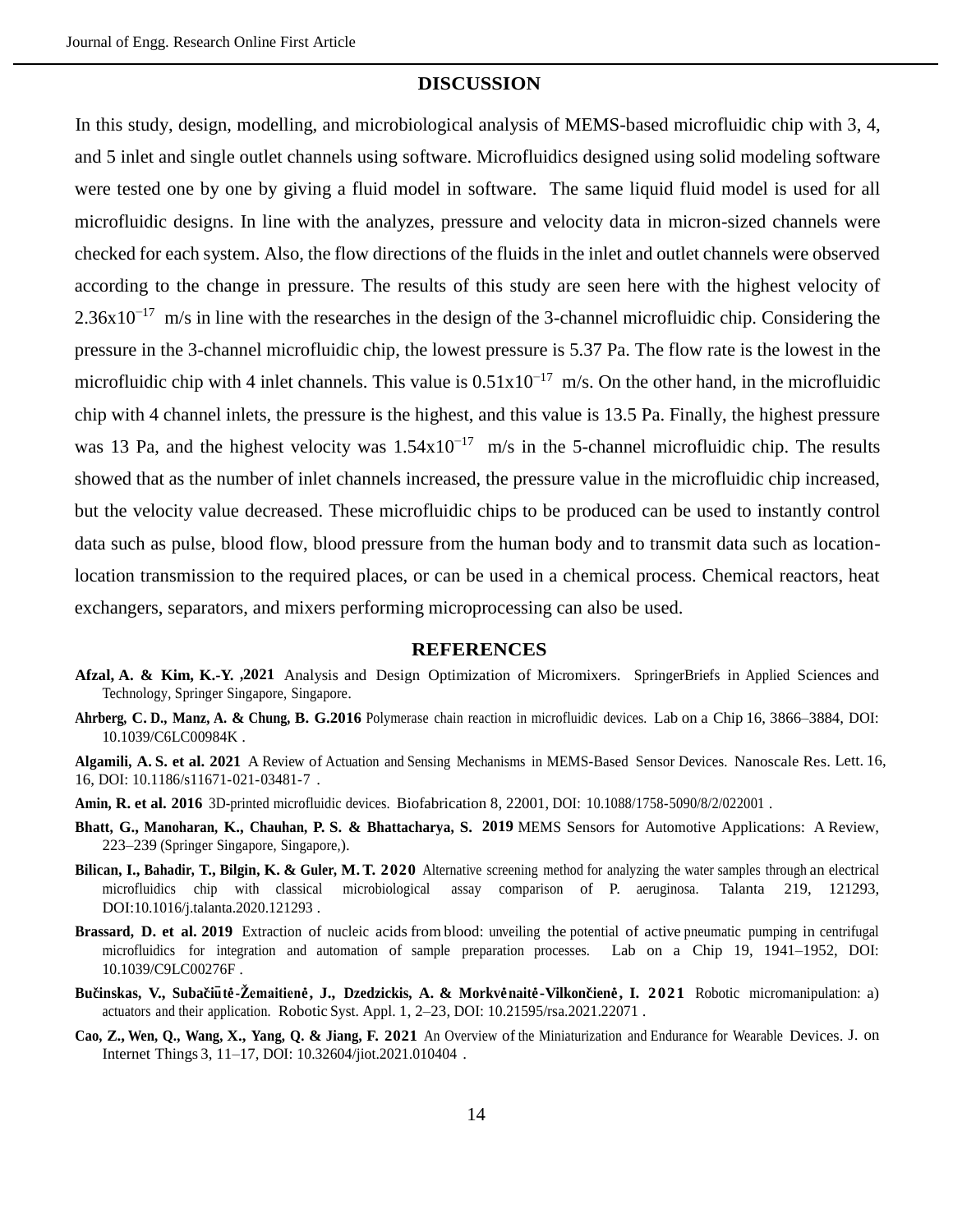## DISCUSSION

In this study, design, modelling, and microbiological analysis of MEMS-based microfluidic chip with 3, 4, and 5 inlet and single outlet channels using software. Microfluidics designed using solid modeling software were tested one by one by giving a fluid model in software. The same liquid fluid model is used for all microfluidic designs. In line with the analyzes, pressure and velocity data in micron-sized channels were checked for each system. Also, the flow directions of the fluids in the inlet and outlet channels were observed according to the change in pressure. The results of this study are seen here with the highest velocity of $2.36x10^{-17}$ m/s in line with the researches in the design of the 3-channel microfluidic chip. Considering the pressure in the 3-channel microfluidic chip, the lowest pressure is 5.37 Pa. The flow rate is the lowest in the microfluidic chip with 4 inlet channels. This value is $0.51x10^{-17}$ m/s. On the other hand, in the microfluidic chip with 4 channel inlets, the pressure is the highest, and this value is 13.5 Pa. Finally, the highest pressure was 13 Pa, and the highest velocity was $1.54x10^{-17}$ m/s in the 5-channel microfluidic chip. The results showed that as the number of inlet channels increased, the pressure value in the microfluidic chip increased, but the velocity value decreased. These microfluidic chips to be produced can be used to instantly control data such as pulse, blood flow, blood pressure from the human body and to transmit data such as location-location transmission to the required places, or can be used in a chemical process. Chemical reactors, heat exchangers, separators, and mixers performing microprocessing can also be used.

## REFERENCES

**Afzal, A. & Kim, K.-Y. ,2021** Analysis and Design Optimization of Micromixers. SpringerBriefs in Applied Sciences and Technology, Springer Singapore, Singapore.

**Ahrberg, C. D., Manz, A. & Chung, B. G.2016** Polymerase chain reaction in microfluidic devices. Lab on a Chip 16, 3866–3884, DOI: 10.1039/C6LC00984K .

**Algamili, A. S. et al. 2021** A Review of Actuation and Sensing Mechanisms in MEMS-Based Sensor Devices. Nanoscale Res. Lett. 16, 16, DOI: 10.1186/s11671-021-03481-7 .

**Amin, R. et al. 2016** 3D-printed microfluidic devices. Biofabrication 8, 22001, DOI: 10.1088/1758-5090/8/2/022001 .

**Bhatt, G., Manoharan, K., Chauhan, P. S. & Bhattacharya, S. 2019** MEMS Sensors for Automotive Applications: A Review, 223–239 (Springer Singapore, Singapore,).

**Bilican, I., Bahadir, T., Bilgin, K. & Guler, M. T. 2020** Alternative screening method for analyzing the water samples through an electrical microfluidics chip with classical microbiological assay comparison of P. aeruginosa. Talanta 219, 121293, DOI:10.1016/j.talanta.2020.121293 .

**Brassard, D. et al. 2019** Extraction of nucleic acids from blood: unveiling the potential of active pneumatic pumping in centrifugal microfluidics for integration and automation of sample preparation processes. Lab on a Chip 19, 1941–1952, DOI: 10.1039/C9LC00276F .

**Bučinskas, V., Subačiūtė-Žemaitienė, J., Dzedzickis, A. & Morkvėnaitė-Vilkončienė, I. 2021** Robotic micromanipulation: a) actuators and their application. Robotic Syst. Appl. 1, 2–23, DOI: 10.21595/rsa.2021.22071 .

**Cao, Z., Wen, Q., Wang, X., Yang, Q. & Jiang, F. 2021** An Overview of the Miniaturization and Endurance for Wearable Devices. J. on Internet Things 3, 11–17, DOI: 10.32604/jiot.2021.010404 .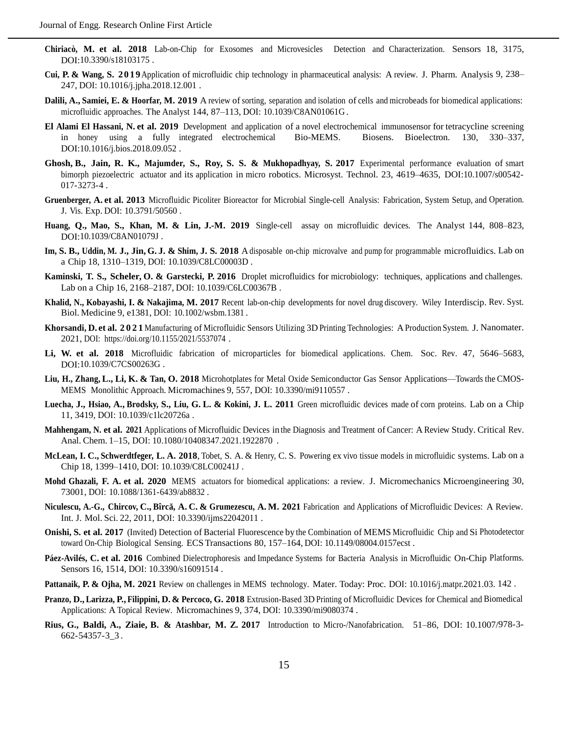**Chiriacò, M. et al. 2018** Lab-on-Chip for Exosomes and Microvesicles Detection and Characterization. Sensors 18, 3175, DOI:10.3390/s18103175 .

**Cui, P. & Wang, S. 2019** Application of microfluidic chip technology in pharmaceutical analysis: A review. J. Pharm. Analysis 9, 238–247, DOI: 10.1016/j.jpha.2018.12.001 .

**Dalili, A., Samiei, E. & Hoorfar, M. 2019** A review of sorting, separation and isolation of cells and microbeads for biomedical applications: microfluidic approaches. The Analyst 144, 87–113, DOI: 10.1039/C8AN01061G .

**El Alami El Hassani, N. et al. 2019** Development and application of a novel electrochemical immunosensor for tetracycline screening in honey using a fully integrated electrochemical Bio-MEMS. Biosens. Bioelectron. 130, 330–337, DOI:10.1016/j.bios.2018.09.052 .

**Ghosh, B., Jain, R. K., Majumder, S., Roy, S. S. & Mukhopadhyay, S. 2017** Experimental performance evaluation of smart bimorph piezoelectric actuator and its application in micro robotics. Microsyst. Technol. 23, 4619–4635, DOI:10.1007/s00542-017-3273-4 .

**Gruenberger, A. et al. 2013** Microfluidic Picoliter Bioreactor for Microbial Single-cell Analysis: Fabrication, System Setup, and Operation. J. Vis. Exp. DOI: 10.3791/50560 .

**Huang, Q., Mao, S., Khan, M. & Lin, J.-M. 2019** Single-cell assay on microfluidic devices. The Analyst 144, 808–823, DOI:10.1039/C8AN01079J .

**Im, S. B., Uddin, M. J., Jin, G. J. & Shim, J. S. 2018** A disposable on-chip microvalve and pump for programmable microfluidics. Lab on a Chip 18, 1310–1319, DOI: 10.1039/C8LC00003D .

**Kaminski, T. S., Scheler, O. & Garstecki, P. 2016** Droplet microfluidics for microbiology: techniques, applications and challenges. Lab on a Chip 16, 2168–2187, DOI: 10.1039/C6LC00367B .

**Khalid, N., Kobayashi, I. & Nakajima, M. 2017** Recent lab-on-chip developments for novel drug discovery. Wiley Interdiscip. Rev. Syst. Biol. Medicine 9, e1381, DOI: 10.1002/wsbm.1381 .

**Khorsandi, D. et al. 2021** Manufacturing of Microfluidic Sensors Utilizing 3D Printing Technologies: A Production System. J. Nanomater. 2021, DOI: https://doi.org/10.1155/2021/5537074 .

**Li, W. et al. 2018** Microfluidic fabrication of microparticles for biomedical applications. Chem. Soc. Rev. 47, 5646–5683, DOI:10.1039/C7CS00263G .

**Liu, H., Zhang, L., Li, K. & Tan, O. 2018** Microhotplates for Metal Oxide Semiconductor Gas Sensor Applications—Towards the CMOS-MEMS Monolithic Approach. Micromachines 9, 557, DOI: 10.3390/mi9110557 .

**Luecha, J., Hsiao, A., Brodsky, S., Liu, G. L. & Kokini, J. L. 2011** Green microfluidic devices made of corn proteins. Lab on a Chip 11, 3419, DOI: 10.1039/c1lc20726a .

**Mahhengam, N. et al. 2021** Applications of Microfluidic Devices in the Diagnosis and Treatment of Cancer: A Review Study. Critical Rev. Anal. Chem. 1–15, DOI: 10.1080/10408347.2021.1922870 .

**McLean, I. C., Schwerdtfeger, L. A. 2018**, Tobet, S. A. & Henry, C. S. Powering ex vivo tissue models in microfluidic systems. Lab on a Chip 18, 1399–1410, DOI: 10.1039/C8LC00241J .

**Mohd Ghazali, F. A. et al. 2020** MEMS actuators for biomedical applications: a review. J. Micromechanics Microengineering 30, 73001, DOI: 10.1088/1361-6439/ab8832 .

**Niculescu, A.-G., Chircov, C., Bîrcă, A. C. & Grumezescu, A. M. 2021** Fabrication and Applications of Microfluidic Devices: A Review. Int. J. Mol. Sci. 22, 2011, DOI: 10.3390/ijms22042011 .

**Onishi, S. et al. 2017** (Invited) Detection of Bacterial Fluorescence by the Combination of MEMS Microfluidic Chip and Si Photodetector toward On-Chip Biological Sensing. ECS Transactions 80, 157–164, DOI: 10.1149/08004.0157ecst .

**Páez-Avilés, C. et al. 2016** Combined Dielectrophoresis and Impedance Systems for Bacteria Analysis in Microfluidic On-Chip Platforms. Sensors 16, 1514, DOI: 10.3390/s16091514 .

**Pattanaik, P. & Ojha, M. 2021** Review on challenges in MEMS technology. Mater. Today: Proc. DOI: 10.1016/j.matpr.2021.03. 142 .

**Pranzo, D., Larizza, P., Filippini, D. & Percoco, G. 2018** Extrusion-Based 3D Printing of Microfluidic Devices for Chemical and Biomedical Applications: A Topical Review. Micromachines 9, 374, DOI: 10.3390/mi9080374 .

**Rius, G., Baldi, A., Ziaie, B. & Atashbar, M. Z. 2017** Introduction to Micro-/Nanofabrication. 51–86, DOI: 10.1007/978-3-662-54357-3_3 .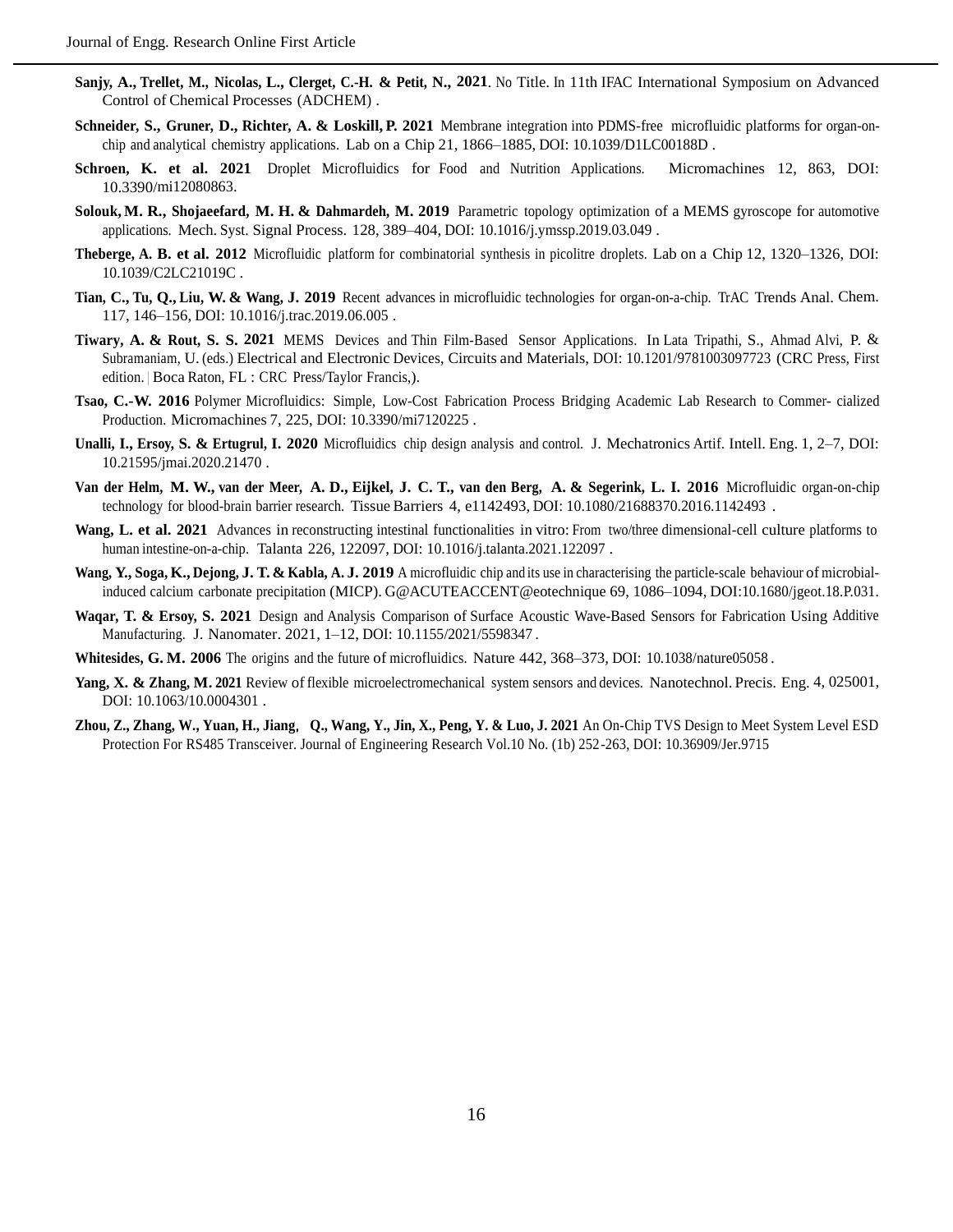**Sanjy, A., Trellet, M., Nicolas, L., Clerget, C.-H. & Petit, N., 2021**. No Title. In 11th IFAC International Symposium on Advanced Control of Chemical Processes (ADCHEM) .

**Schneider, S., Gruner, D., Richter, A. & Loskill, P. 2021** Membrane integration into PDMS-free microfluidic platforms for organ-on-chip and analytical chemistry applications. Lab on a Chip 21, 1866–1885, DOI: 10.1039/D1LC00188D .

**Schroen, K. et al. 2021** Droplet Microfluidics for Food and Nutrition Applications. Micromachines 12, 863, DOI: 10.3390/mi12080863.

**Solouk, M. R., Shojaeefard, M. H. & Dahmardeh, M. 2019** Parametric topology optimization of a MEMS gyroscope for automotive applications. Mech. Syst. Signal Process. 128, 389–404, DOI: 10.1016/j.ymssp.2019.03.049 .

**Theberge, A. B. et al. 2012** Microfluidic platform for combinatorial synthesis in picolitre droplets. Lab on a Chip 12, 1320–1326, DOI: 10.1039/C2LC21019C .

**Tian, C., Tu, Q., Liu, W. & Wang, J. 2019** Recent advances in microfluidic technologies for organ-on-a-chip. TrAC Trends Anal. Chem. 117, 146–156, DOI: 10.1016/j.trac.2019.06.005 .

**Tiwary, A. & Rout, S. S. 2021** MEMS Devices and Thin Film-Based Sensor Applications. In Lata Tripathi, S., Ahmad Alvi, P. & Subramaniam, U. (eds.) Electrical and Electronic Devices, Circuits and Materials, DOI: 10.1201/9781003097723 (CRC Press, First edition. | Boca Raton, FL : CRC Press/Taylor Francis,).

**Tsao, C.-W. 2016** Polymer Microfluidics: Simple, Low-Cost Fabrication Process Bridging Academic Lab Research to Commer- cialized Production. Micromachines 7, 225, DOI: 10.3390/mi7120225 .

**Unalli, I., Ersoy, S. & Ertugrul, I. 2020** Microfluidics chip design analysis and control. J. Mechatronics Artif. Intell. Eng. 1, 2–7, DOI: 10.21595/jmai.2020.21470 .

**Van der Helm, M. W., van der Meer, A. D., Eijkel, J. C. T., van den Berg, A. & Segerink, L. I. 2016** Microfluidic organ-on-chip technology for blood-brain barrier research. Tissue Barriers 4, e1142493, DOI: 10.1080/21688370.2016.1142493 .

**Wang, L. et al. 2021** Advances in reconstructing intestinal functionalities in vitro: From two/three dimensional-cell culture platforms to human intestine-on-a-chip. Talanta 226, 122097, DOI: 10.1016/j.talanta.2021.122097 .

**Wang, Y., Soga, K., Dejong, J. T. & Kabla, A. J. 2019** A microfluidic chip and its use in characterising the particle-scale behaviour of microbial-induced calcium carbonate precipitation (MICP). G@ACUTEACCENT@eotechnique 69, 1086–1094, DOI:10.1680/jgeot.18.P.031.

**Waqar, T. & Ersoy, S. 2021** Design and Analysis Comparison of Surface Acoustic Wave-Based Sensors for Fabrication Using Additive Manufacturing. J. Nanomater. 2021, 1–12, DOI: 10.1155/2021/5598347 .

**Whitesides, G. M. 2006** The origins and the future of microfluidics. Nature 442, 368–373, DOI: 10.1038/nature05058 .

**Yang, X. & Zhang, M. 2021** Review of flexible microelectromechanical system sensors and devices. Nanotechnol. Precis. Eng. 4, 025001, DOI: 10.1063/10.0004301 .

**Zhou, Z., Zhang, W., Yuan, H., Jiang, Q., Wang, Y., Jin, X., Peng, Y. & Luo, J. 2021** An On-Chip TVS Design to Meet System Level ESD Protection For RS485 Transceiver. Journal of Engineering Research Vol.10 No. (1b) 252-263, DOI: 10.36909/Jer.9715